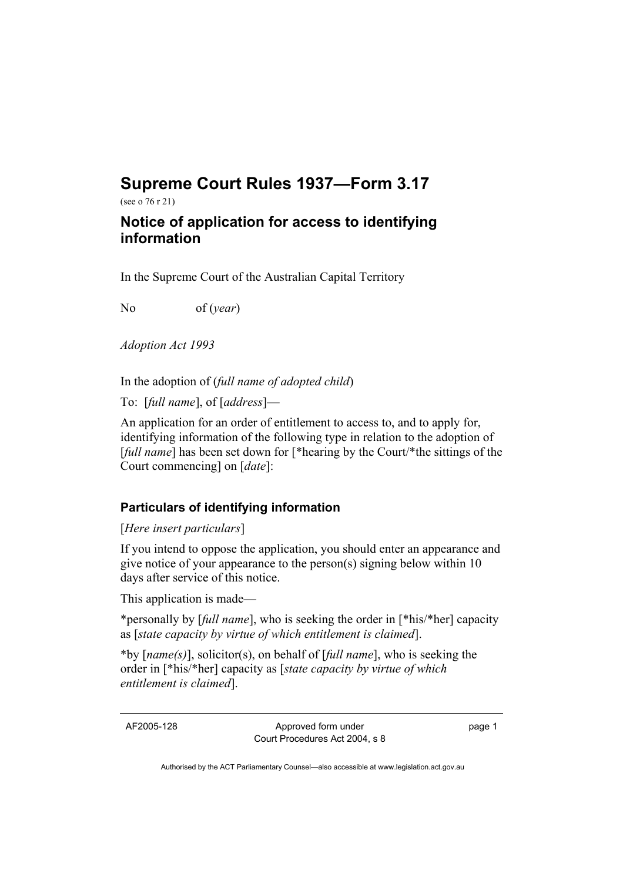# Supreme Court Rules 1937—Form 3.17

(see o 76 r 21)

## Notice of application for access to identifying information

In the Supreme Court of the Australian Capital Territory

No of (*year*)

*Adoption Act 1993*

In the adoption of (*full name of adopted child*)

To: [*full name*], of [*address*]—

An application for an order of entitlement to access to, and to apply for, identifying information of the following type in relation to the adoption of [*full name*] has been set down for [*hearing by the Court/*the sittings of the Court commencing] on [*date*]:

### Particulars of identifying information

[*Here insert particulars*]

If you intend to oppose the application, you should enter an appearance and give notice of your appearance to the person(s) signing below within 10 days after service of this notice.

This application is made—

*personally by [*full name*], who is seeking the order in [*his/*her] capacity as [*state capacity by virtue of which entitlement is claimed*].

*by [*name(s)*], solicitor(s), on behalf of [*full name*], who is seeking the order in [*his/*her] capacity as [*state capacity by virtue of which entitlement is claimed*].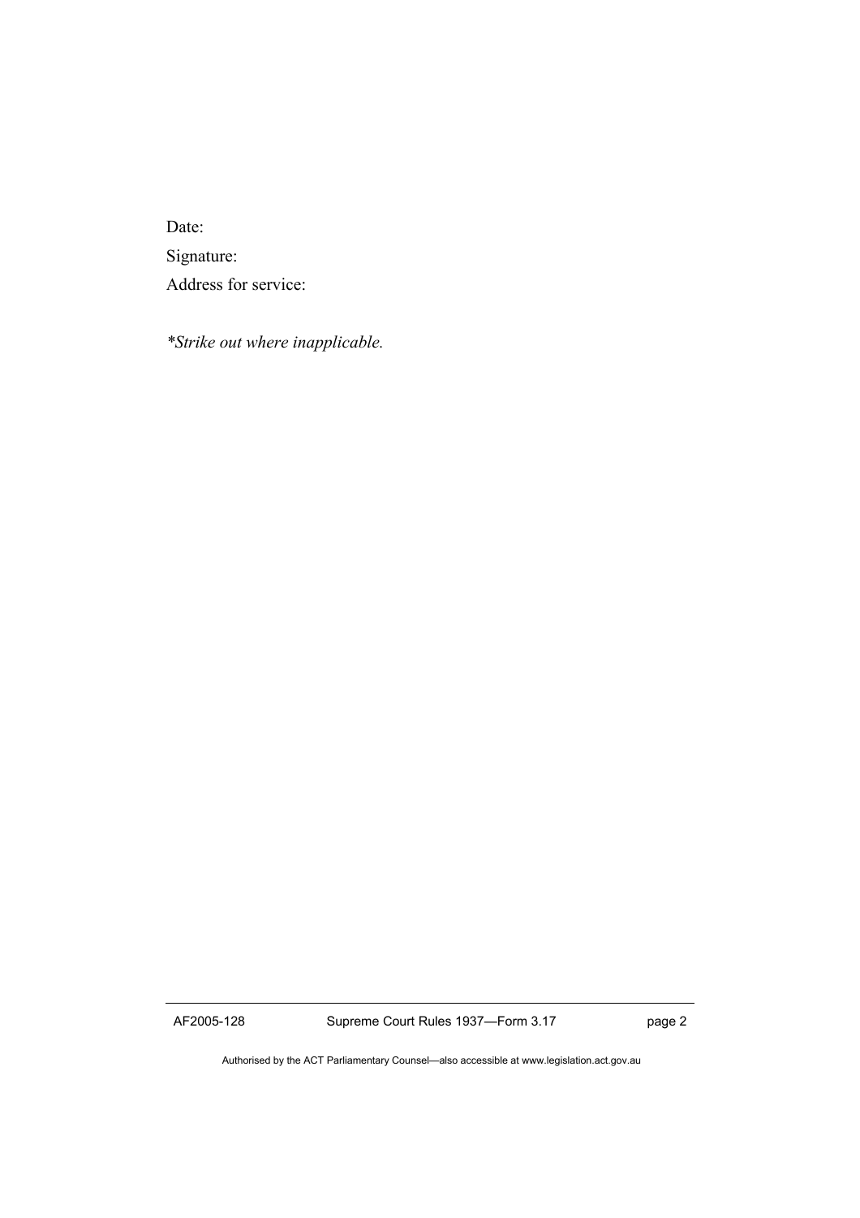Date:

Signature:

Address for service:

*\*Strike out where inapplicable.*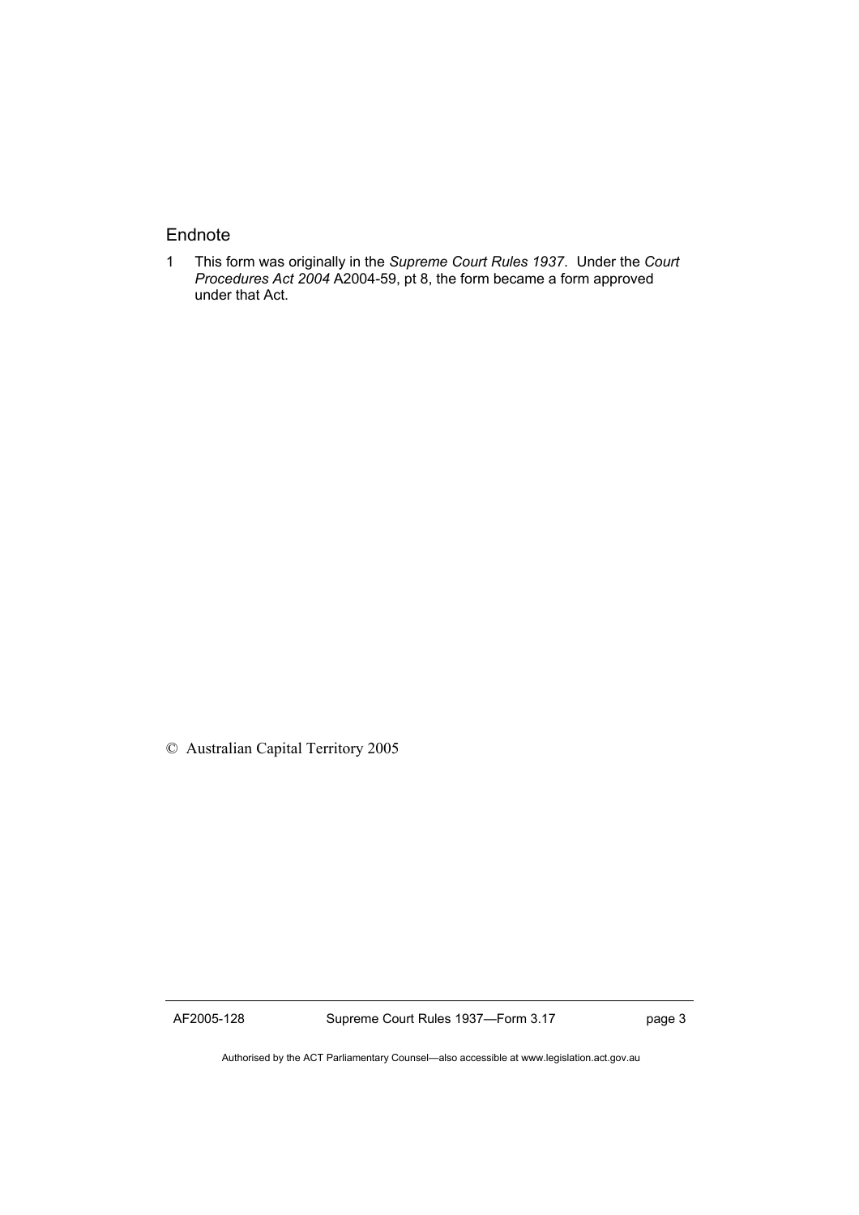## Endnote

1 This form was originally in the *Supreme Court Rules 1937*. Under the *Court Procedures Act 2004* A2004-59, pt 8, the form became a form approved under that Act.

© Australian Capital Territory 2005